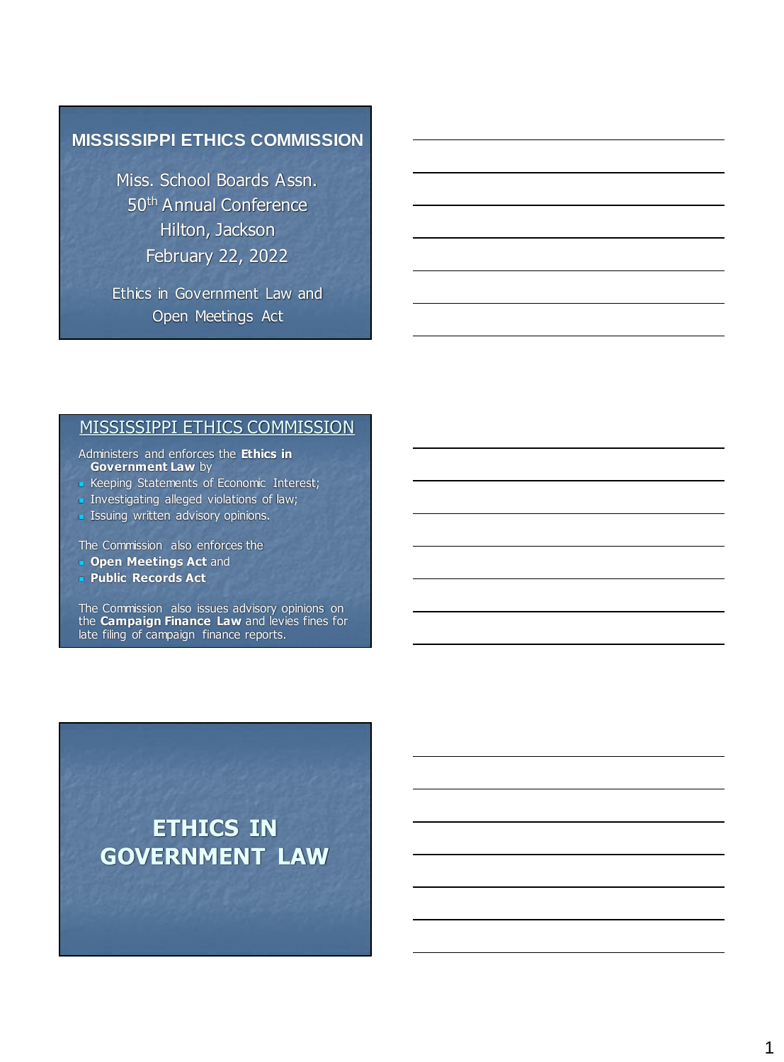# MISSISSIPPI ETHICS COMMISSION

Miss. School Boards Assn.
50th Annual Conference
Hilton, Jackson
February 22, 2022

Ethics in Government Law and
Open Meetings Act

## MISSISSIPPI ETHICS COMMISSION

Administers and enforces the **Ethics in Government Law** by

- Keeping Statements of Economic Interest;
- Investigating alleged violations of law;
- Issuing written advisory opinions.

The Commission also enforces the

- **Open Meetings Act** and
- **Public Records Act**

The Commission also issues advisory opinions on the **Campaign Finance Law** and levies fines for late filing of campaign finance reports.

# ETHICS IN GOVERNMENT LAW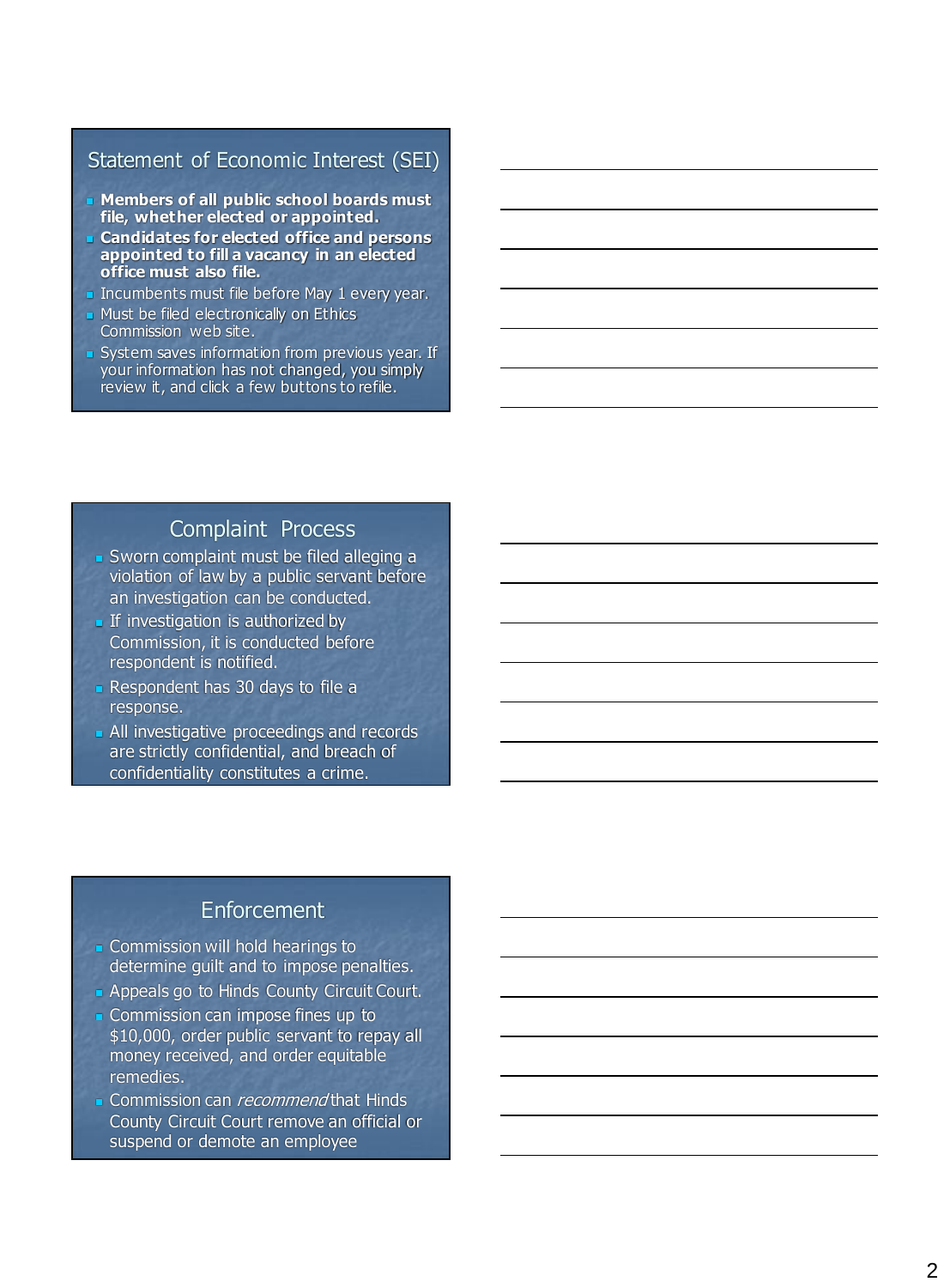## Statement of Economic Interest (SEI)

- **Members of all public school boards must file, whether elected or appointed.**
- **Candidates for elected office and persons appointed to fill a vacancy in an elected office must also file.**
- Incumbents must file before May 1 every year.
- Must be filed electronically on Ethics Commission web site.
- System saves information from previous year. If your information has not changed, you simply review it, and click a few buttons to refile.

## Complaint Process

- Sworn complaint must be filed alleging a violation of law by a public servant before an investigation can be conducted.
- If investigation is authorized by Commission, it is conducted before respondent is notified.
- Respondent has 30 days to file a response.
- All investigative proceedings and records are strictly confidential, and breach of confidentiality constitutes a crime.

## Enforcement

- Commission will hold hearings to determine guilt and to impose penalties.
- Appeals go to Hinds County Circuit Court.
- Commission can impose fines up to $10,000, order public servant to repay all money received, and order equitable remedies.
- Commission can *recommend* that Hinds County Circuit Court remove an official or suspend or demote an employee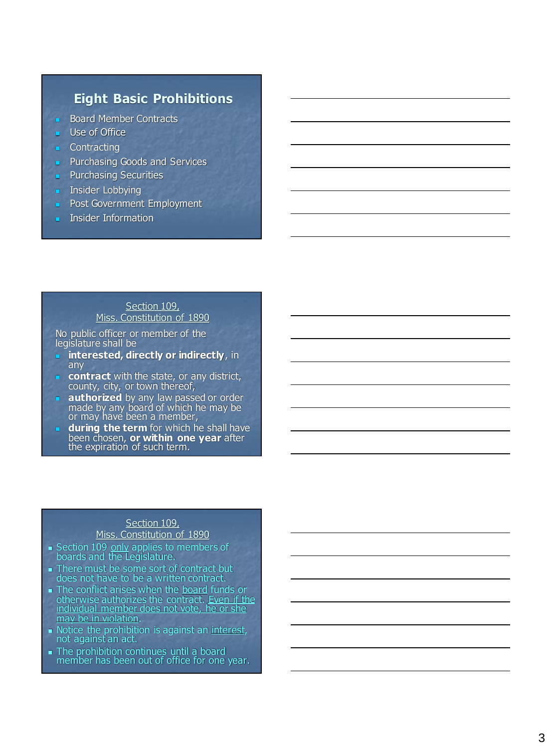## Eight Basic Prohibitions

- Board Member Contracts
- Use of Office
- Contracting
- Purchasing Goods and Services
- Purchasing Securities
- Insider Lobbying
- Post Government Employment
- Insider Information

## Section 109, Miss. Constitution of 1890

No public officer or member of the legislature shall be

- **interested, directly or indirectly**, in any
- **contract** with the state, or any district, county, city, or town thereof,
- **authorized** by any law passed or order made by any board of which he may be or may have been a member,
- **during the term** for which he shall have been chosen, **or within one year** after the expiration of such term.

## Section 109, Miss. Constitution of 1890

- Section 109 only applies to members of boards and the Legislature.
- There must be some sort of contract but does not have to be a written contract.
- The conflict arises when the board funds or otherwise authorizes the contract. Even if the individual member does not vote, he or she may be in violation.
- Notice the prohibition is against an interest, not against an act.
- The prohibition continues until a board member has been out of office for one year.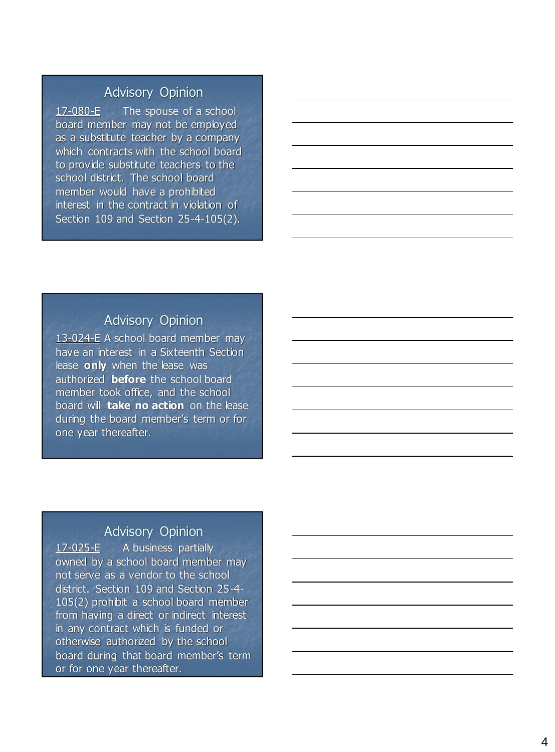## Advisory Opinion

17-080-E The spouse of a school board member may not be employed as a substitute teacher by a company which contracts with the school board to provide substitute teachers to the school district. The school board member would have a prohibited interest in the contract in violation of Section 109 and Section 25-4-105(2).

## Advisory Opinion

13-024-E A school board member may have an interest in a Sixteenth Section lease **only** when the lease was authorized **before** the school board member took office, and the school board will **take no action** on the lease during the board member's term or for one year thereafter.

## Advisory Opinion

17-025-E A business partially owned by a school board member may not serve as a vendor to the school district. Section 109 and Section 25-4-105(2) prohibit a school board member from having a direct or indirect interest in any contract which is funded or otherwise authorized by the school board during that board member's term or for one year thereafter.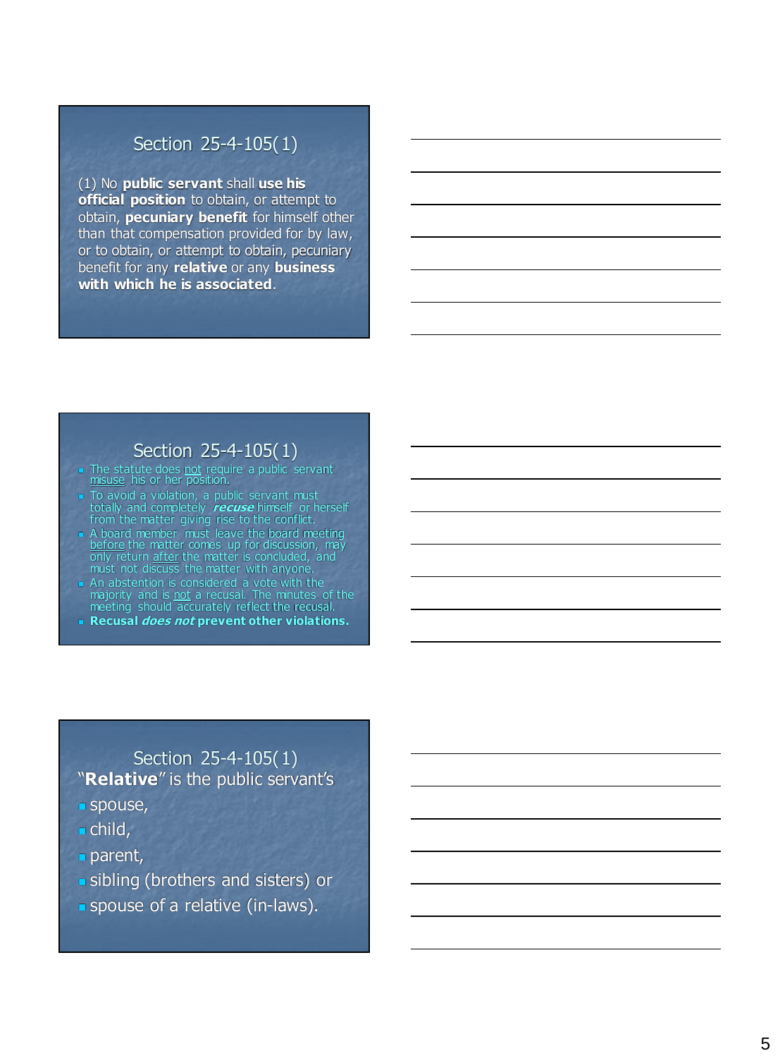## Section 25-4-105(1)

(1) No **public servant** shall **use his official position** to obtain, or attempt to obtain, **pecuniary benefit** for himself other than that compensation provided for by law, or to obtain, or attempt to obtain, pecuniary benefit for any **relative** or any **business with which he is associated**.

## Section 25-4-105(1)

- The statute does not require a public servant misuse his or her position.
- To avoid a violation, a public servant must totally and completely ***recuse*** himself or herself from the matter giving rise to the conflict.
- A board member must leave the board meeting before the matter comes up for discussion, may only return after the matter is concluded, and must not discuss the matter with anyone.
- An abstention is considered a vote with the majority and is not a recusal. The minutes of the meeting should accurately reflect the recusal.
- **Recusal *does not* prevent other violations.**

## Section 25-4-105(1)

"**Relative**" is the public servant's

- spouse,
- child,
- parent,
- sibling (brothers and sisters) or
- spouse of a relative (in-laws).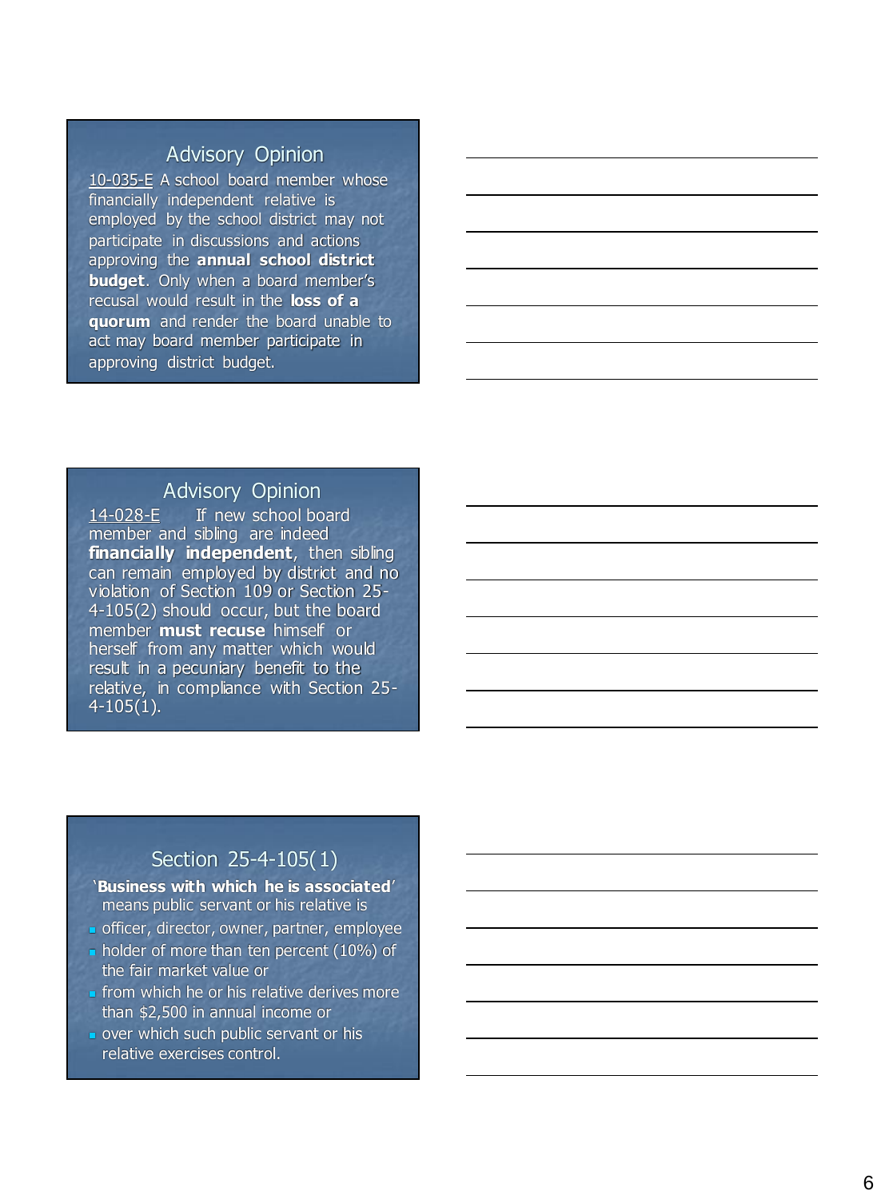## Advisory Opinion

10-035-E A school board member whose financially independent relative is employed by the school district may not participate in discussions and actions approving the **annual school district budget**. Only when a board member's recusal would result in the **loss of a quorum** and render the board unable to act may board member participate in approving district budget.

## Advisory Opinion

14-028-E If new school board member and sibling are indeed **financially independent**, then sibling can remain employed by district and no violation of Section 109 or Section 25-4-105(2) should occur, but the board member **must recuse** himself or herself from any matter which would result in a pecuniary benefit to the relative, in compliance with Section 25-4-105(1).

## Section 25-4-105(1)

'**Business with which he is associated**' means public servant or his relative is

- officer, director, owner, partner, employee
- holder of more than ten percent (10%) of the fair market value or
- from which he or his relative derives more than $2,500 in annual income or
- over which such public servant or his relative exercises control.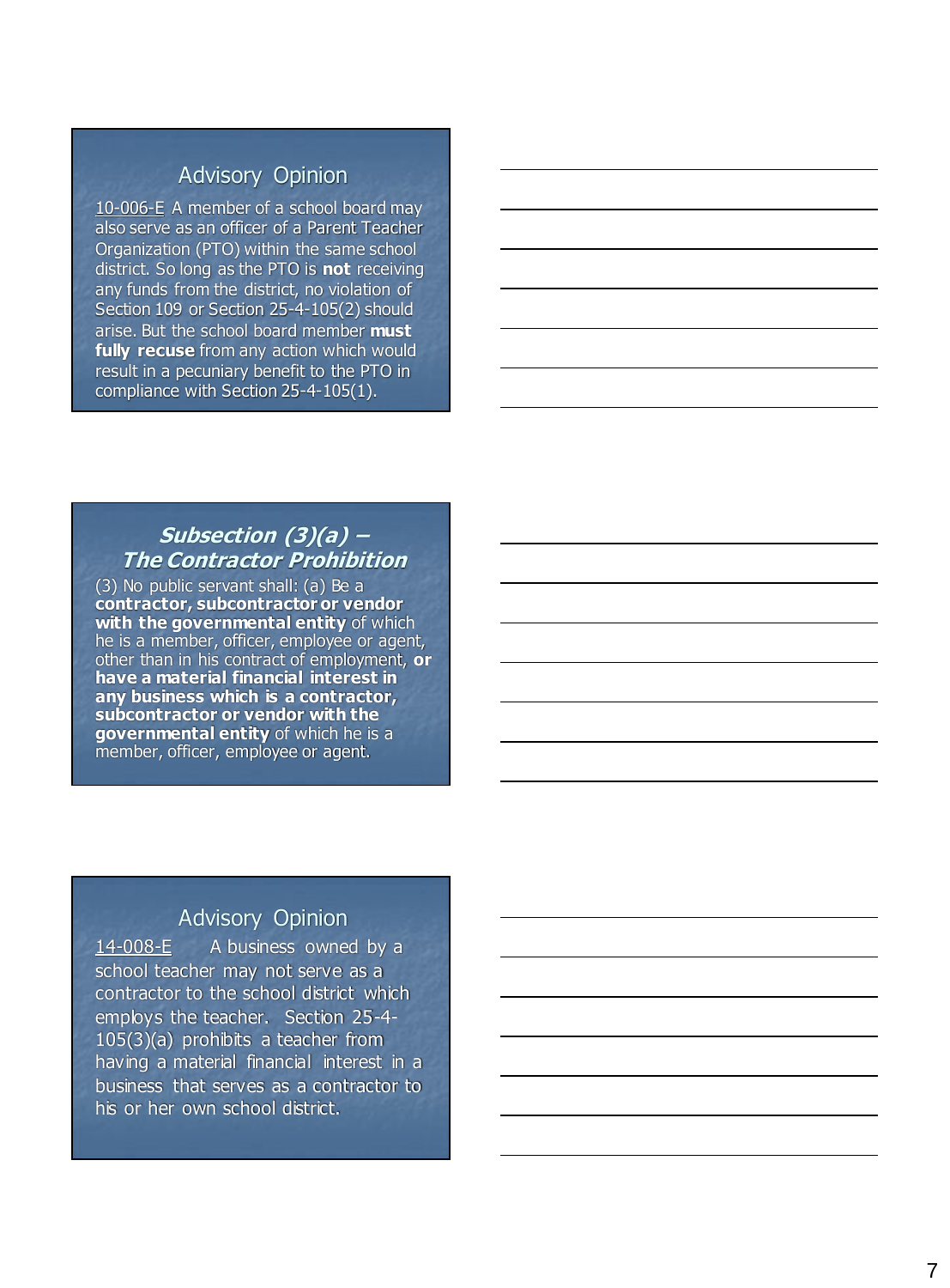## Advisory Opinion

10-006-E A member of a school board may also serve as an officer of a Parent Teacher Organization (PTO) within the same school district. So long as the PTO is **not** receiving any funds from the district, no violation of Section 109 or Section 25-4-105(2) should arise. But the school board member **must fully recuse** from any action which would result in a pecuniary benefit to the PTO in compliance with Section 25-4-105(1).

## *Subsection (3)(a) – The Contractor Prohibition*

(3) No public servant shall: (a) Be a **contractor, subcontractor or vendor with the governmental entity** of which he is a member, officer, employee or agent, other than in his contract of employment, **or have a material financial interest in any business which is a contractor, subcontractor or vendor with the governmental entity** of which he is a member, officer, employee or agent.

## Advisory Opinion

14-008-E A business owned by a school teacher may not serve as a contractor to the school district which employs the teacher. Section 25-4-105(3)(a) prohibits a teacher from having a material financial interest in a business that serves as a contractor to his or her own school district.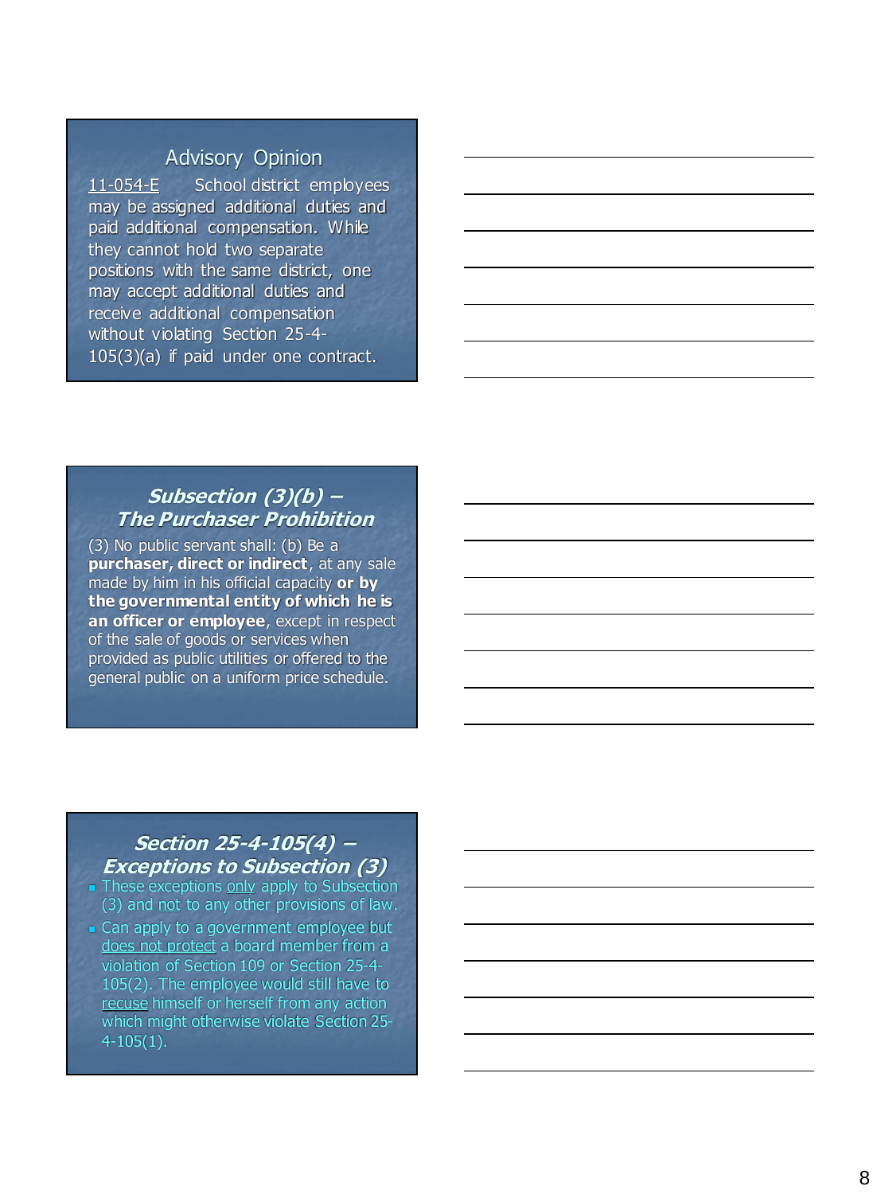## Advisory Opinion

11-054-E School district employees may be assigned additional duties and paid additional compensation. While they cannot hold two separate positions with the same district, one may accept additional duties and receive additional compensation without violating Section 25-4-105(3)(a) if paid under one contract.

## *Subsection (3)(b) – The Purchaser Prohibition*

(3) No public servant shall: (b) Be a **purchaser, direct or indirect**, at any sale made by him in his official capacity **or by the governmental entity of which he is an officer or employee**, except in respect of the sale of goods or services when provided as public utilities or offered to the general public on a uniform price schedule.

## *Section 25-4-105(4) – Exceptions to Subsection (3)*

- These exceptions only apply to Subsection (3) and not to any other provisions of law.
- Can apply to a government employee but does not protect a board member from a violation of Section 109 or Section 25-4-105(2). The employee would still have to recuse himself or herself from any action which might otherwise violate Section 25-4-105(1).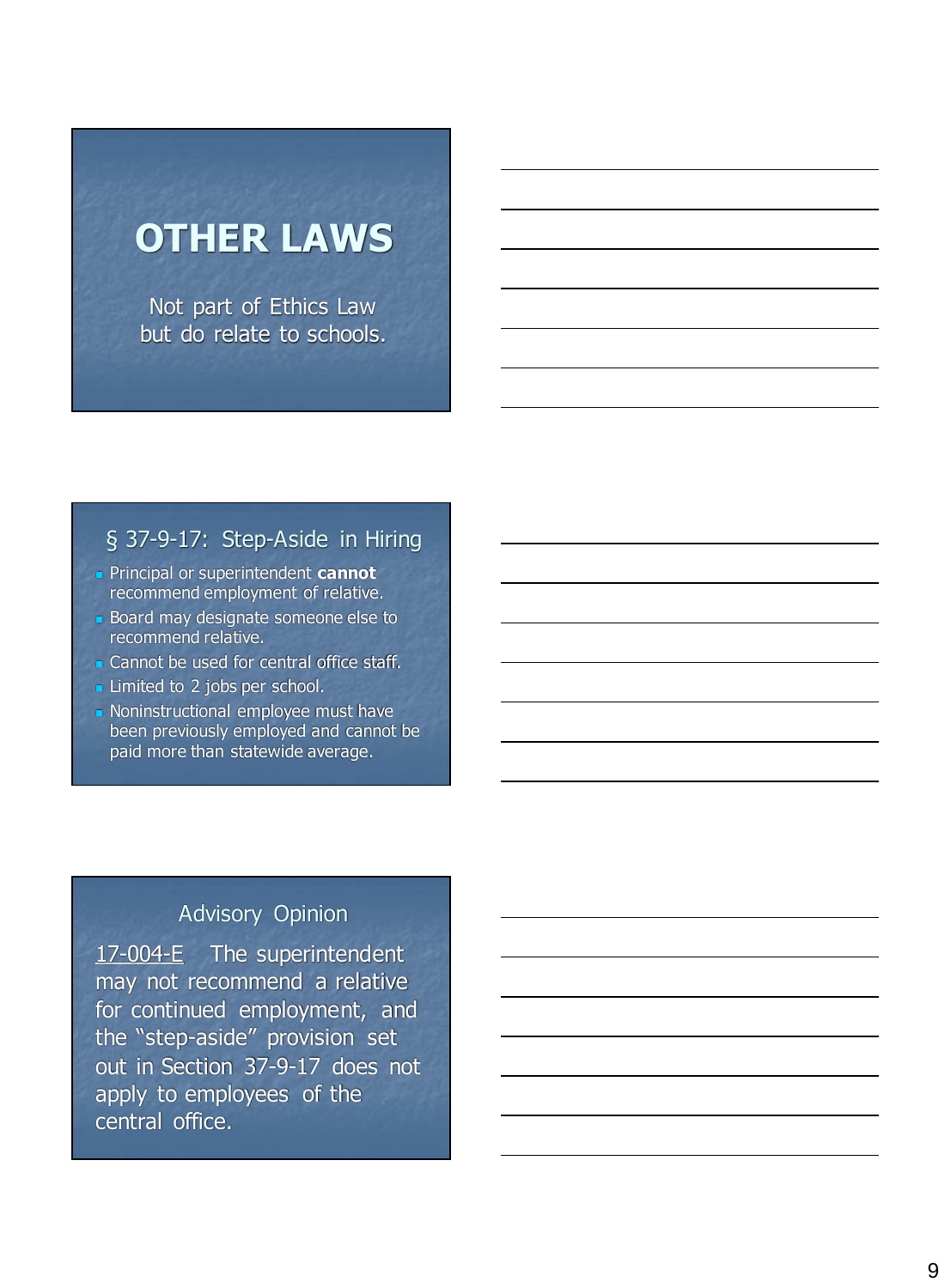# OTHER LAWS

Not part of Ethics Law but do relate to schools.

## § 37-9-17: Step-Aside in Hiring

- Principal or superintendent **cannot** recommend employment of relative.
- Board may designate someone else to recommend relative.
- Cannot be used for central office staff.
- Limited to 2 jobs per school.
- Noninstructional employee must have been previously employed and cannot be paid more than statewide average.

## Advisory Opinion

17-004-E The superintendent may not recommend a relative for continued employment, and the "step-aside" provision set out in Section 37-9-17 does not apply to employees of the central office.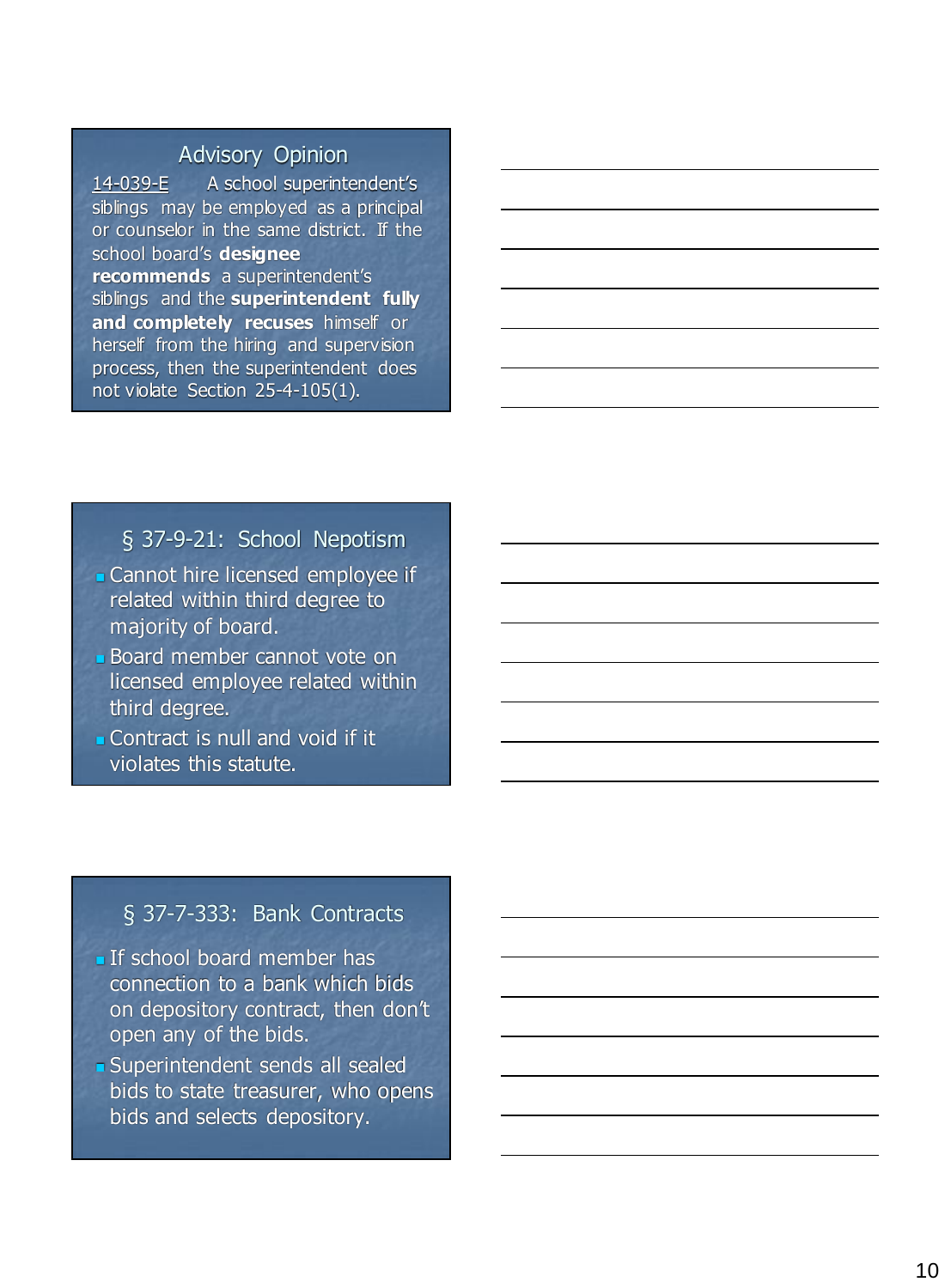## Advisory Opinion

14-039-E A school superintendent's siblings may be employed as a principal or counselor in the same district. If the school board's **designee recommends** a superintendent's siblings and the **superintendent fully and completely recuses** himself or herself from the hiring and supervision process, then the superintendent does not violate Section 25-4-105(1).

## § 37-9-21: School Nepotism

- Cannot hire licensed employee if related within third degree to majority of board.
- Board member cannot vote on licensed employee related within third degree.
- Contract is null and void if it violates this statute.

## § 37-7-333: Bank Contracts

- If school board member has connection to a bank which bids on depository contract, then don't open any of the bids.
- Superintendent sends all sealed bids to state treasurer, who opens bids and selects depository.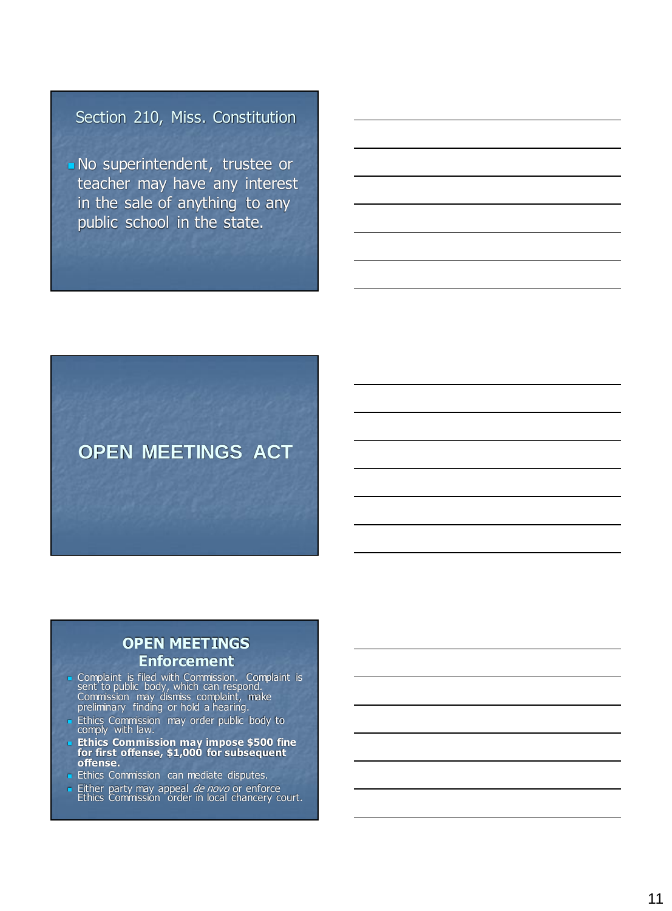## Section 210, Miss. Constitution

- No superintendent, trustee or teacher may have any interest in the sale of anything to any public school in the state.

## OPEN MEETINGS ACT

## OPEN MEETINGS Enforcement

- Complaint is filed with Commission. Complaint is sent to public body, which can respond. Commission may dismiss complaint, make preliminary finding or hold a hearing.
- Ethics Commission may order public body to comply with law.
- **Ethics Commission may impose $500 fine for first offense, $1,000 for subsequent offense.**
- Ethics Commission can mediate disputes.
- Either party may appeal *de novo* or enforce Ethics Commission order in local chancery court.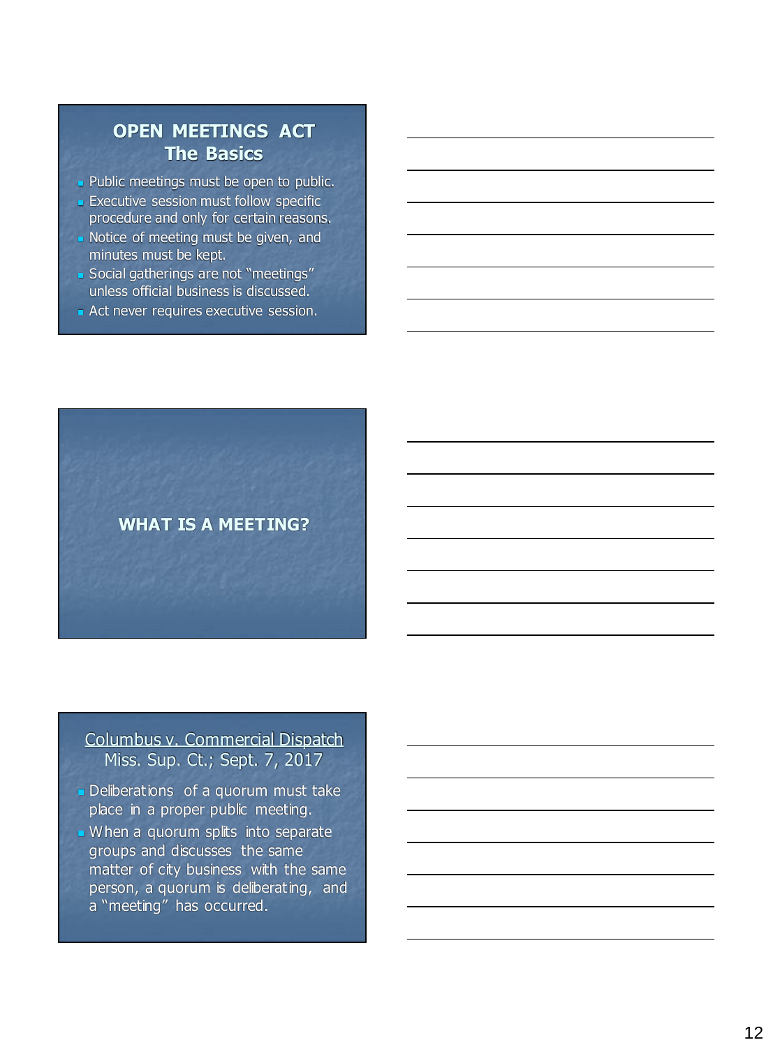## OPEN MEETINGS ACT
## The Basics

- Public meetings must be open to public.
- Executive session must follow specific procedure and only for certain reasons.
- Notice of meeting must be given, and minutes must be kept.
- Social gatherings are not "meetings" unless official business is discussed.
- Act never requires executive session.

## WHAT IS A MEETING?

## Columbus v. Commercial Dispatch
Miss. Sup. Ct.; Sept. 7, 2017

- Deliberations of a quorum must take place in a proper public meeting.
- When a quorum splits into separate groups and discusses the same matter of city business with the same person, a quorum is deliberating, and a "meeting" has occurred.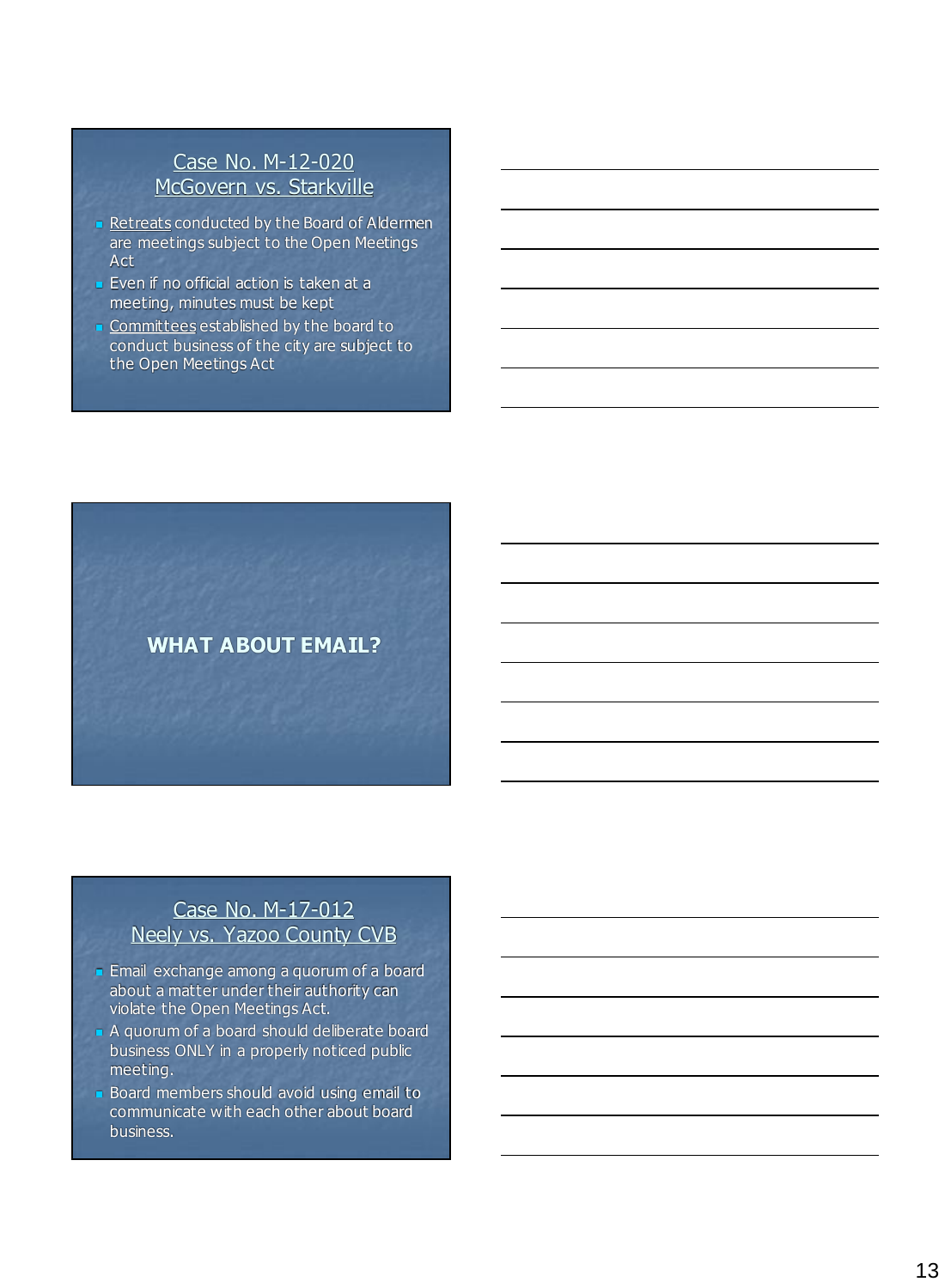## Case No. M-12-020
## McGovern vs. Starkville

- Retreats conducted by the Board of Aldermen are meetings subject to the Open Meetings Act
- Even if no official action is taken at a meeting, minutes must be kept
- Committees established by the board to conduct business of the city are subject to the Open Meetings Act

## WHAT ABOUT EMAIL?

## Case No. M-17-012
## Neely vs. Yazoo County CVB

- Email exchange among a quorum of a board about a matter under their authority can violate the Open Meetings Act.
- A quorum of a board should deliberate board business ONLY in a properly noticed public meeting.
- Board members should avoid using email to communicate with each other about board business.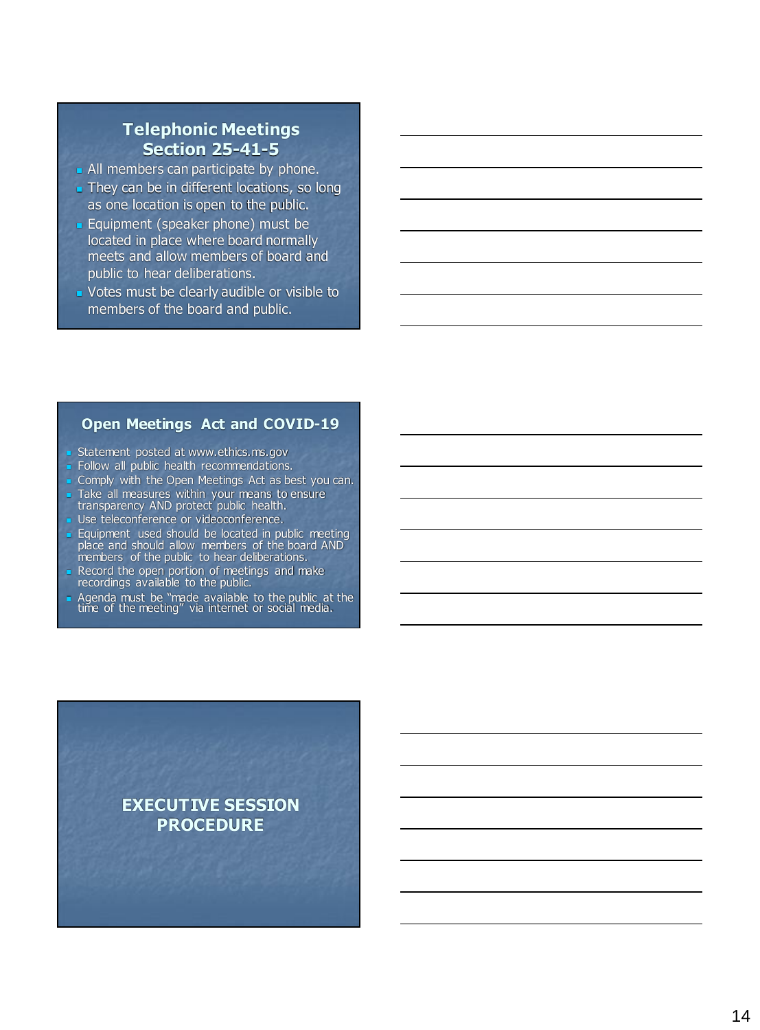## Telephonic Meetings Section 25-41-5

- All members can participate by phone.
- They can be in different locations, so long as one location is open to the public.
- Equipment (speaker phone) must be located in place where board normally meets and allow members of board and public to hear deliberations.
- Votes must be clearly audible or visible to members of the board and public.

## Open Meetings Act and COVID-19

- Statement posted at www.ethics.ms.gov
- Follow all public health recommendations.
- Comply with the Open Meetings Act as best you can.
- Take all measures within your means to ensure transparency AND protect public health.
- Use teleconference or videoconference.
- Equipment used should be located in public meeting place and should allow members of the board AND members of the public to hear deliberations.
- Record the open portion of meetings and make recordings available to the public.
- Agenda must be "made available to the public at the time of the meeting" via internet or social media.

## EXECUTIVE SESSION PROCEDURE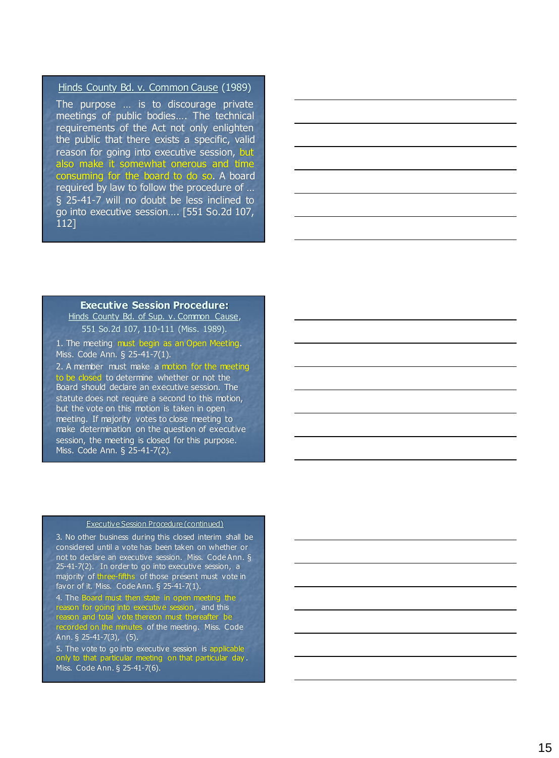<u>Hinds County Bd. v. Common Cause</u> (1989)

The purpose … is to discourage private meetings of public bodies…. The technical requirements of the Act not only enlighten the public that there exists a specific, valid reason for going into executive session, but also make it somewhat onerous and time consuming for the board to do so. A board required by law to follow the procedure of … § 25-41-7 will no doubt be less inclined to go into executive session…. [551 So.2d 107, 112]

**Executive Session Procedure:**

<u>Hinds County Bd. of Sup. v. Common Cause</u>, 551 So.2d 107, 110-111 (Miss. 1989).

1. The meeting must begin as an Open Meeting. Miss. Code Ann. § 25-41-7(1).
2. A member must make a motion for the meeting to be closed to determine whether or not the Board should declare an executive session. The statute does not require a second to this motion, but the vote on this motion is taken in open meeting. If majority votes to close meeting to make determination on the question of executive session, the meeting is closed for this purpose. Miss. Code Ann. § 25-41-7(2).

<u>Executive Session Procedure (continued)</u>

3. No other business during this closed interim shall be considered until a vote has been taken on whether or not to declare an executive session. Miss. Code Ann. § 25-41-7(2). In order to go into executive session, a majority of three-fifths of those present must vote in favor of it. Miss. Code Ann. § 25-41-7(1).
4. The Board must then state in open meeting the reason for going into executive session, and this reason and total vote thereon must thereafter be recorded on the minutes of the meeting. Miss. Code Ann. § 25-41-7(3), (5).
5. The vote to go into executive session is applicable only to that particular meeting on that particular day. Miss. Code Ann. § 25-41-7(6).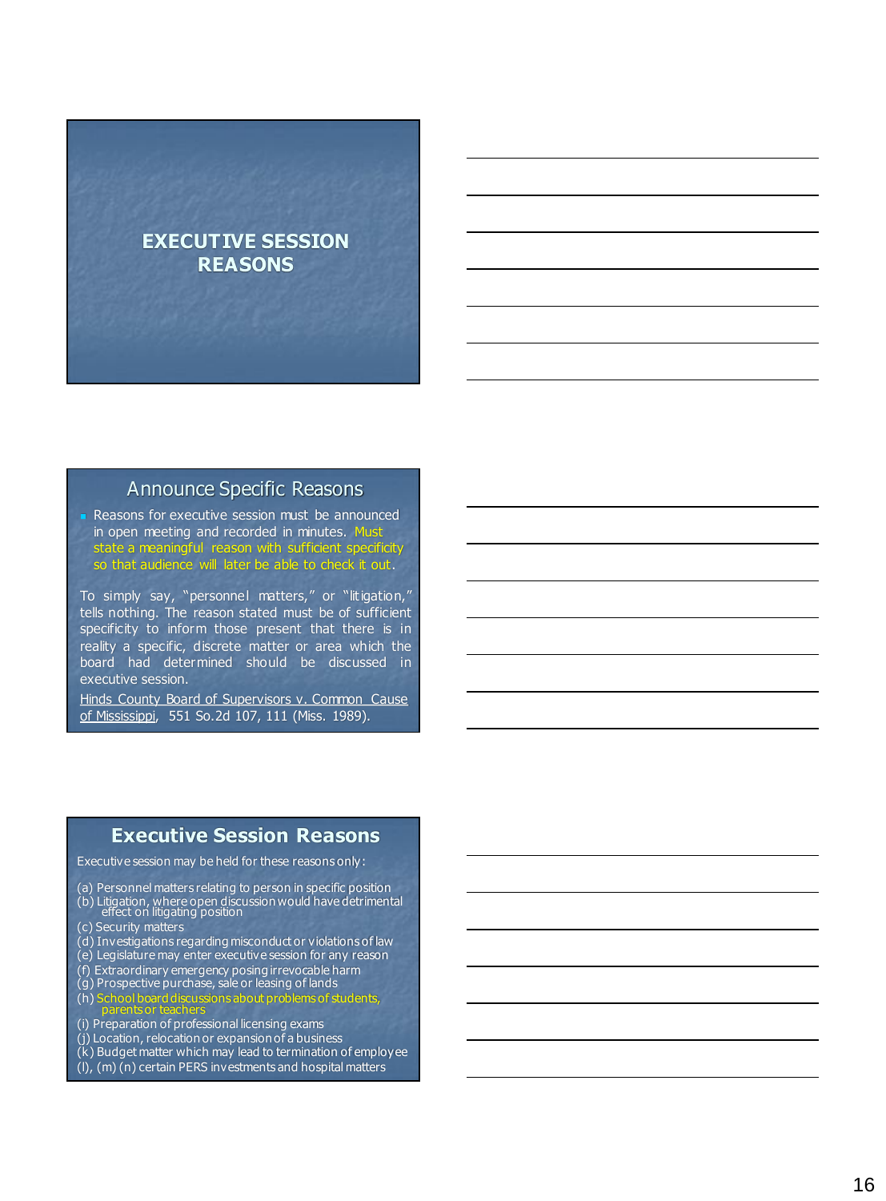# EXECUTIVE SESSION REASONS

## Announce Specific Reasons

- Reasons for executive session must be announced in open meeting and recorded in minutes. Must state a meaningful reason with sufficient specificity so that audience will later be able to check it out.

To simply say, "personnel matters," or "litigation," tells nothing. The reason stated must be of sufficient specificity to inform those present that there is in reality a specific, discrete matter or area which the board had determined should be discussed in executive session.

Hinds County Board of Supervisors v. Common Cause of Mississippi, 551 So.2d 107, 111 (Miss. 1989).

## Executive Session Reasons

Executive session may be held for these reasons only:

(a) Personnel matters relating to person in specific position
(b) Litigation, where open discussion would have detrimental effect on litigating position
(c) Security matters
(d) Investigations regarding misconduct or violations of law
(e) Legislature may enter executive session for any reason
(f) Extraordinary emergency posing irrevocable harm
(g) Prospective purchase, sale or leasing of lands
(h) School board discussions about problems of students, parents or teachers
(i) Preparation of professional licensing exams
(j) Location, relocation or expansion of a business
(k) Budget matter which may lead to termination of employee
(l), (m) (n) certain PERS investments and hospital matters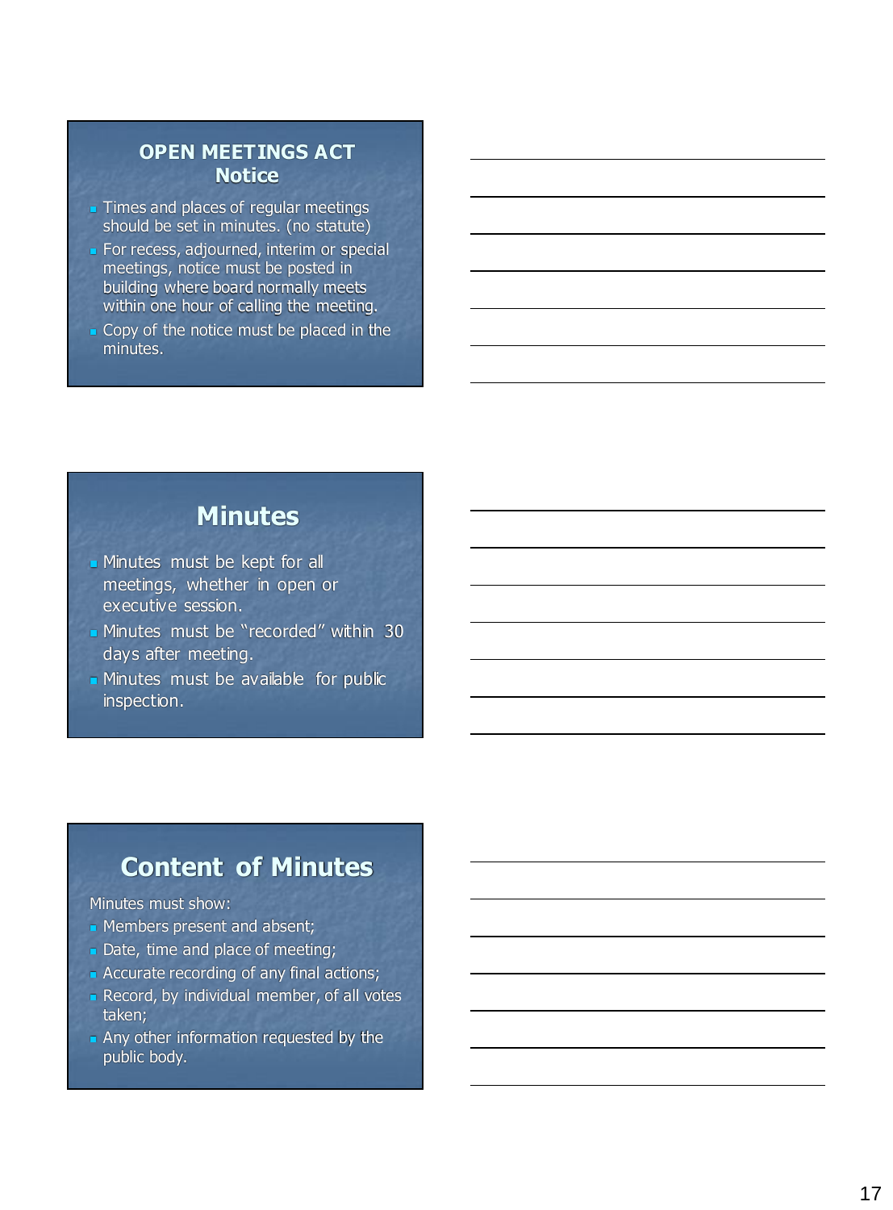## OPEN MEETINGS ACT
### Notice

- Times and places of regular meetings should be set in minutes. (no statute)
- For recess, adjourned, interim or special meetings, notice must be posted in building where board normally meets within one hour of calling the meeting.
- Copy of the notice must be placed in the minutes.

## Minutes

- Minutes must be kept for all meetings, whether in open or executive session.
- Minutes must be "recorded" within 30 days after meeting.
- Minutes must be available for public inspection.

## Content of Minutes

Minutes must show:

- Members present and absent;
- Date, time and place of meeting;
- Accurate recording of any final actions;
- Record, by individual member, of all votes taken;
- Any other information requested by the public body.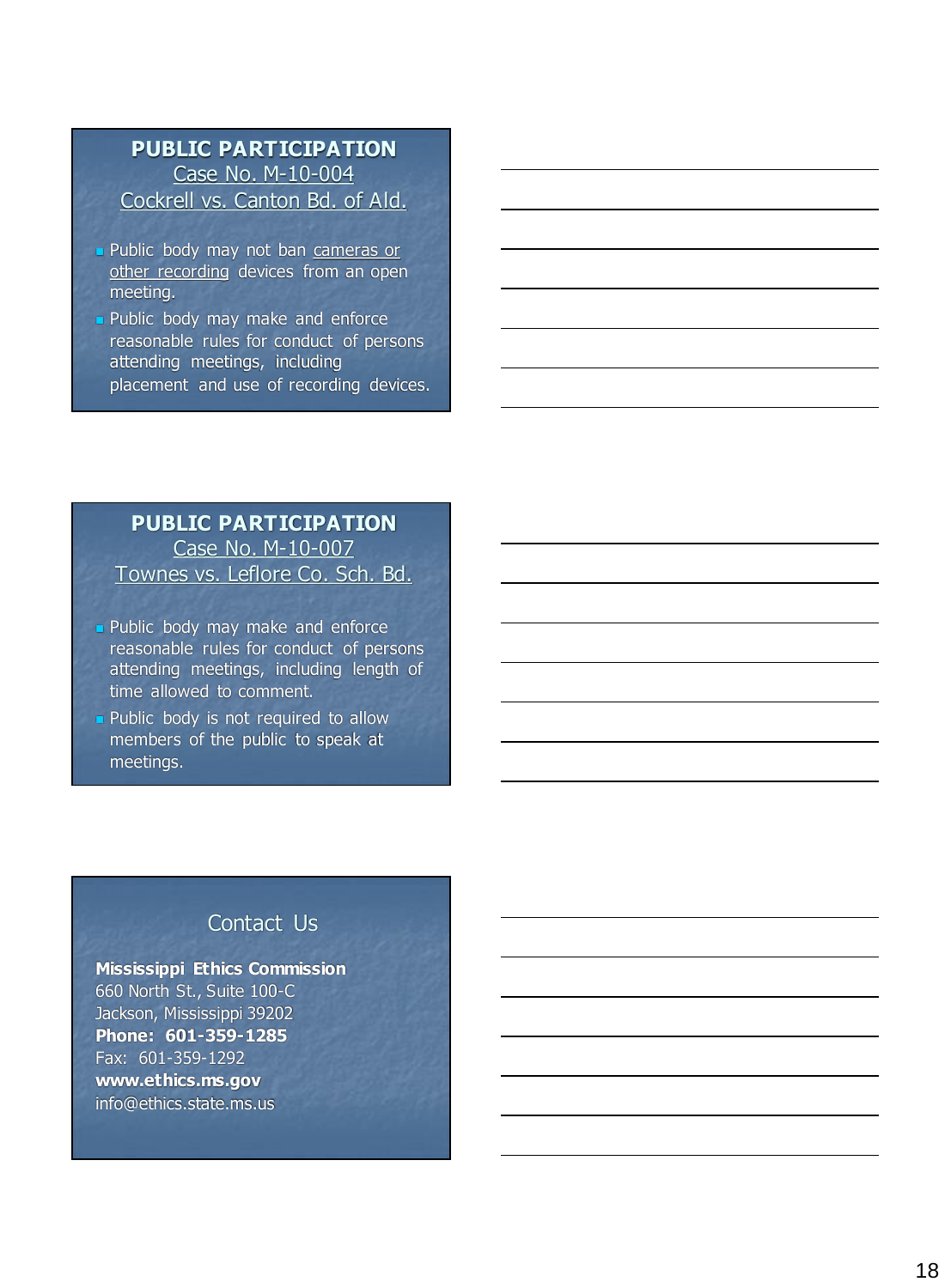## PUBLIC PARTICIPATION

### Case No. M-10-004
### Cockrell vs. Canton Bd. of Ald.

- Public body may not ban cameras or other recording devices from an open meeting.
- Public body may make and enforce reasonable rules for conduct of persons attending meetings, including placement and use of recording devices.

## PUBLIC PARTICIPATION

### Case No. M-10-007
### Townes vs. Leflore Co. Sch. Bd.

- Public body may make and enforce reasonable rules for conduct of persons attending meetings, including length of time allowed to comment.
- Public body is not required to allow members of the public to speak at meetings.

## Contact Us

**Mississippi Ethics Commission**
660 North St., Suite 100-C
Jackson, Mississippi 39202
**Phone: 601-359-1285**
Fax: 601-359-1292
**www.ethics.ms.gov**
info@ethics.state.ms.us